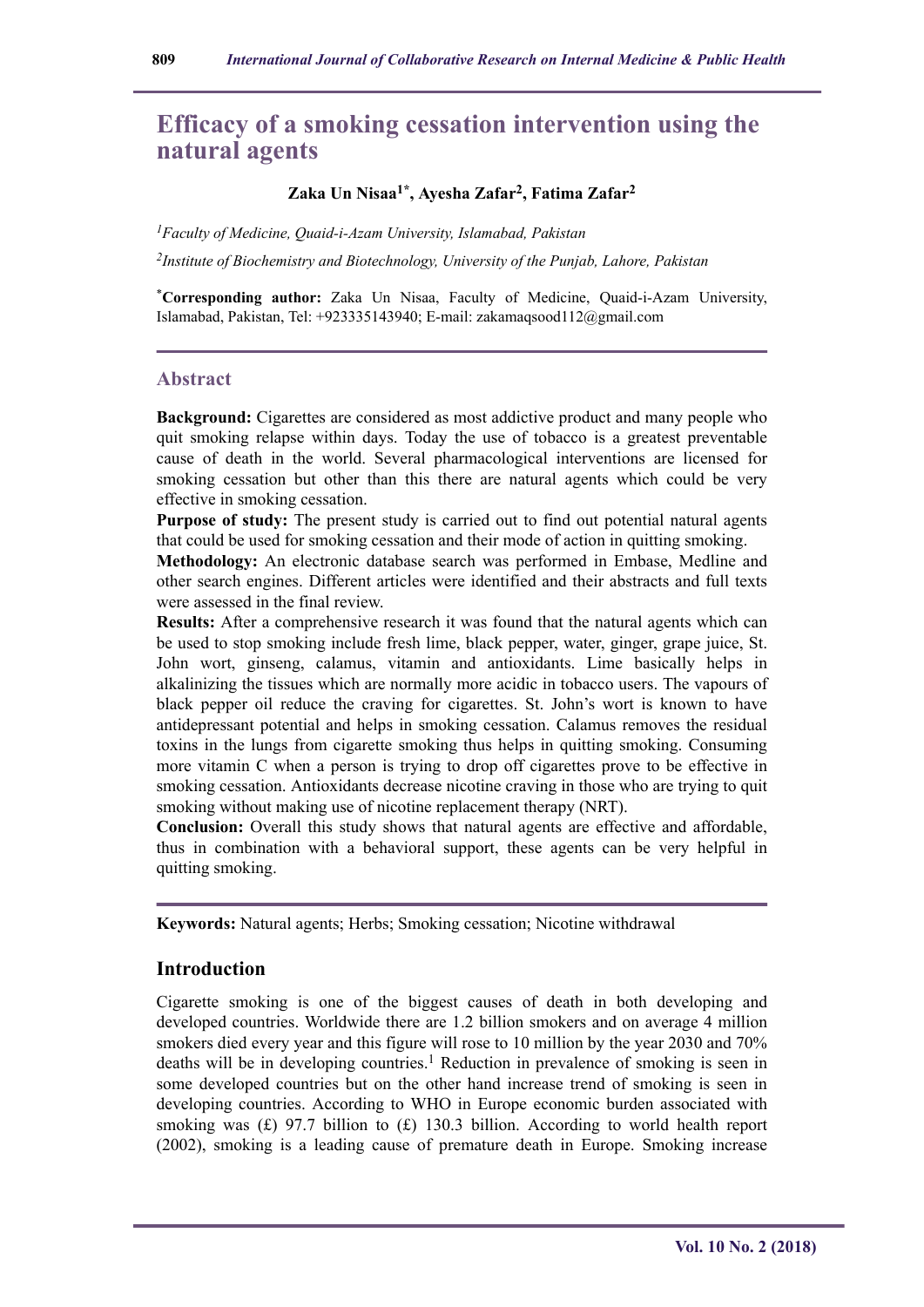# Efficacy of a smoking cessation intervention using the natural agents

**Zaka Un Nisaa[1*], Ayesha Zafar[2], Fatima Zafar[2]**

[1]*Faculty of Medicine, Quaid-i-Azam University, Islamabad, Pakistan*

[2]*Institute of Biochemistry and Biotechnology, University of the Punjab, Lahore, Pakistan*

[*]**Corresponding author:** Zaka Un Nisaa, Faculty of Medicine, Quaid-i-Azam University, Islamabad, Pakistan, Tel: +923335143940; E-mail: zakamaqsood112@gmail.com

## Abstract

**Background:** Cigarettes are considered as most addictive product and many people who quit smoking relapse within days. Today the use of tobacco is a greatest preventable cause of death in the world. Several pharmacological interventions are licensed for smoking cessation but other than this there are natural agents which could be very effective in smoking cessation.

**Purpose of study:** The present study is carried out to find out potential natural agents that could be used for smoking cessation and their mode of action in quitting smoking.

**Methodology:** An electronic database search was performed in Embase, Medline and other search engines. Different articles were identified and their abstracts and full texts were assessed in the final review.

**Results:** After a comprehensive research it was found that the natural agents which can be used to stop smoking include fresh lime, black pepper, water, ginger, grape juice, St. John wort, ginseng, calamus, vitamin and antioxidants. Lime basically helps in alkalinizing the tissues which are normally more acidic in tobacco users. The vapours of black pepper oil reduce the craving for cigarettes. St. John's wort is known to have antidepressant potential and helps in smoking cessation. Calamus removes the residual toxins in the lungs from cigarette smoking thus helps in quitting smoking. Consuming more vitamin C when a person is trying to drop off cigarettes prove to be effective in smoking cessation. Antioxidants decrease nicotine craving in those who are trying to quit smoking without making use of nicotine replacement therapy (NRT).

**Conclusion:** Overall this study shows that natural agents are effective and affordable, thus in combination with a behavioral support, these agents can be very helpful in quitting smoking.

**Keywords:** Natural agents; Herbs; Smoking cessation; Nicotine withdrawal

## Introduction

Cigarette smoking is one of the biggest causes of death in both developing and developed countries. Worldwide there are 1.2 billion smokers and on average 4 million smokers died every year and this figure will rose to 10 million by the year 2030 and 70% deaths will be in developing countries.[1] Reduction in prevalence of smoking is seen in some developed countries but on the other hand increase trend of smoking is seen in developing countries. According to WHO in Europe economic burden associated with smoking was (£) 97.7 billion to (£) 130.3 billion. According to world health report (2002), smoking is a leading cause of premature death in Europe. Smoking increase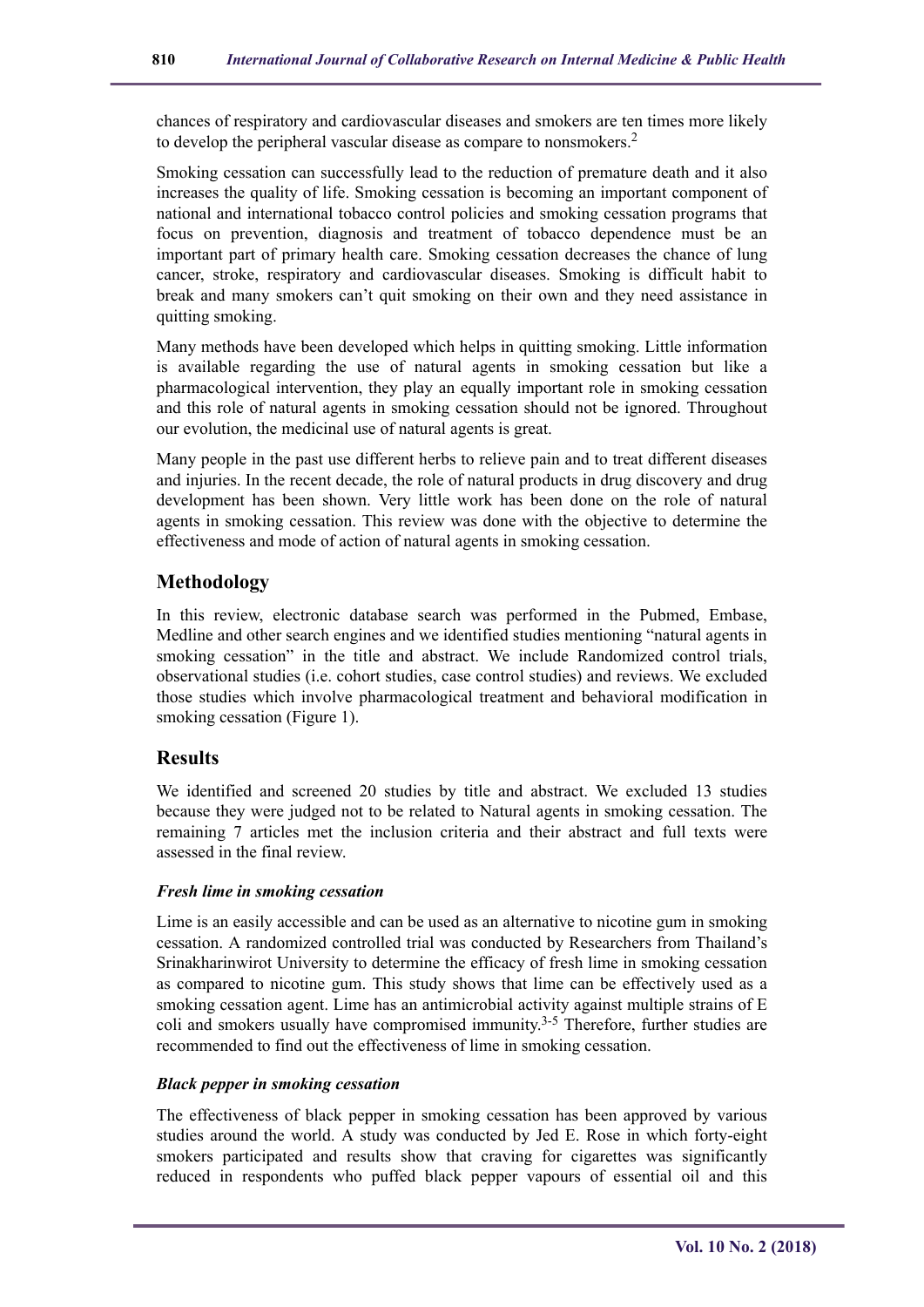chances of respiratory and cardiovascular diseases and smokers are ten times more likely to develop the peripheral vascular disease as compare to nonsmokers.[2]

Smoking cessation can successfully lead to the reduction of premature death and it also increases the quality of life. Smoking cessation is becoming an important component of national and international tobacco control policies and smoking cessation programs that focus on prevention, diagnosis and treatment of tobacco dependence must be an important part of primary health care. Smoking cessation decreases the chance of lung cancer, stroke, respiratory and cardiovascular diseases. Smoking is difficult habit to break and many smokers can't quit smoking on their own and they need assistance in quitting smoking.

Many methods have been developed which helps in quitting smoking. Little information is available regarding the use of natural agents in smoking cessation but like a pharmacological intervention, they play an equally important role in smoking cessation and this role of natural agents in smoking cessation should not be ignored. Throughout our evolution, the medicinal use of natural agents is great.

Many people in the past use different herbs to relieve pain and to treat different diseases and injuries. In the recent decade, the role of natural products in drug discovery and drug development has been shown. Very little work has been done on the role of natural agents in smoking cessation. This review was done with the objective to determine the effectiveness and mode of action of natural agents in smoking cessation.

## Methodology

In this review, electronic database search was performed in the Pubmed, Embase, Medline and other search engines and we identified studies mentioning "natural agents in smoking cessation" in the title and abstract. We include Randomized control trials, observational studies (i.e. cohort studies, case control studies) and reviews. We excluded those studies which involve pharmacological treatment and behavioral modification in smoking cessation (Figure 1).

## Results

We identified and screened 20 studies by title and abstract. We excluded 13 studies because they were judged not to be related to Natural agents in smoking cessation. The remaining 7 articles met the inclusion criteria and their abstract and full texts were assessed in the final review.

### *Fresh lime in smoking cessation*

Lime is an easily accessible and can be used as an alternative to nicotine gum in smoking cessation. A randomized controlled trial was conducted by Researchers from Thailand's Srinakharinwirot University to determine the efficacy of fresh lime in smoking cessation as compared to nicotine gum. This study shows that lime can be effectively used as a smoking cessation agent. Lime has an antimicrobial activity against multiple strains of E coli and smokers usually have compromised immunity.[3-5] Therefore, further studies are recommended to find out the effectiveness of lime in smoking cessation.

### *Black pepper in smoking cessation*

The effectiveness of black pepper in smoking cessation has been approved by various studies around the world. A study was conducted by Jed E. Rose in which forty-eight smokers participated and results show that craving for cigarettes was significantly reduced in respondents who puffed black pepper vapours of essential oil and this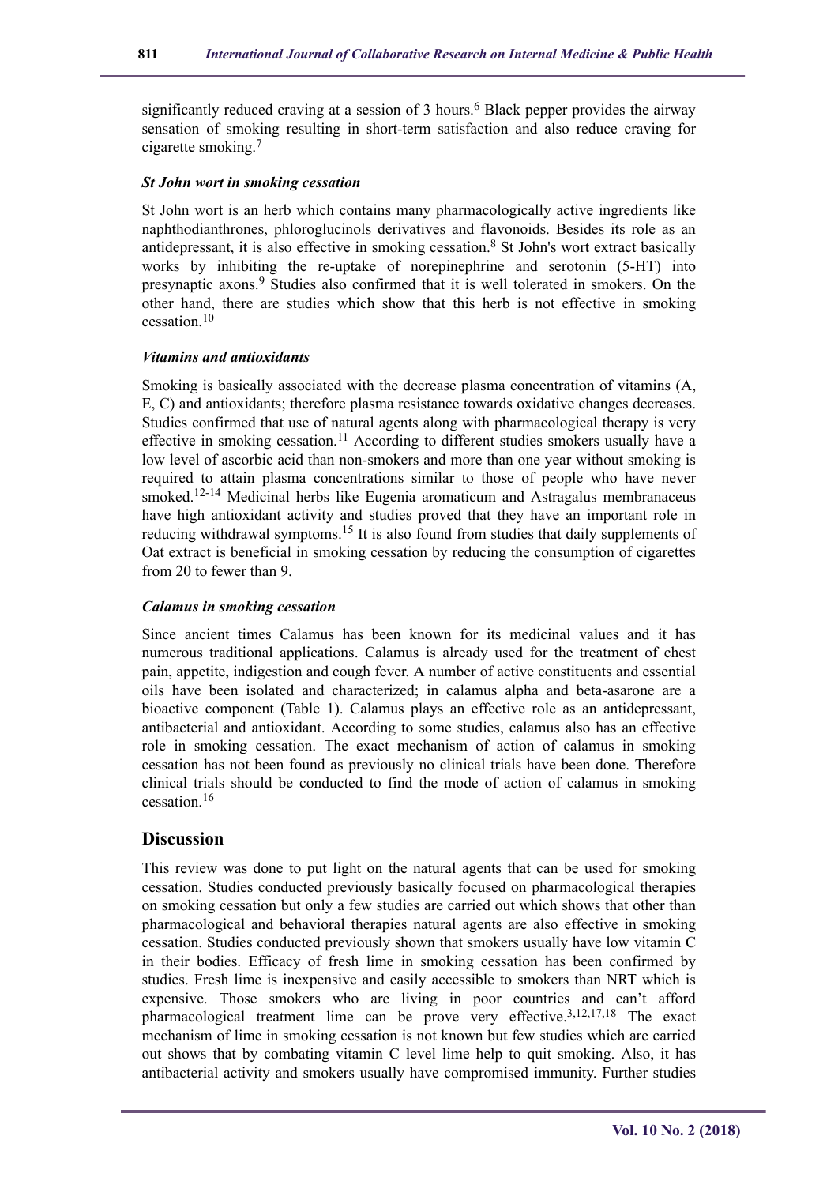significantly reduced craving at a session of 3 hours.[6] Black pepper provides the airway sensation of smoking resulting in short-term satisfaction and also reduce craving for cigarette smoking.[7]

***St John wort in smoking cessation***

St John wort is an herb which contains many pharmacologically active ingredients like naphthodianthrones, phloroglucinols derivatives and flavonoids. Besides its role as an antidepressant, it is also effective in smoking cessation.[8] St John's wort extract basically works by inhibiting the re-uptake of norepinephrine and serotonin (5-HT) into presynaptic axons.[9] Studies also confirmed that it is well tolerated in smokers. On the other hand, there are studies which show that this herb is not effective in smoking cessation.[10]

***Vitamins and antioxidants***

Smoking is basically associated with the decrease plasma concentration of vitamins (A, E, C) and antioxidants; therefore plasma resistance towards oxidative changes decreases. Studies confirmed that use of natural agents along with pharmacological therapy is very effective in smoking cessation.[11] According to different studies smokers usually have a low level of ascorbic acid than non-smokers and more than one year without smoking is required to attain plasma concentrations similar to those of people who have never smoked.[12-14] Medicinal herbs like Eugenia aromaticum and Astragalus membranaceus have high antioxidant activity and studies proved that they have an important role in reducing withdrawal symptoms.[15] It is also found from studies that daily supplements of Oat extract is beneficial in smoking cessation by reducing the consumption of cigarettes from 20 to fewer than 9.

***Calamus in smoking cessation***

Since ancient times Calamus has been known for its medicinal values and it has numerous traditional applications. Calamus is already used for the treatment of chest pain, appetite, indigestion and cough fever. A number of active constituents and essential oils have been isolated and characterized; in calamus alpha and beta-asarone are a bioactive component (Table 1). Calamus plays an effective role as an antidepressant, antibacterial and antioxidant. According to some studies, calamus also has an effective role in smoking cessation. The exact mechanism of action of calamus in smoking cessation has not been found as previously no clinical trials have been done. Therefore clinical trials should be conducted to find the mode of action of calamus in smoking cessation.[16]

## Discussion

This review was done to put light on the natural agents that can be used for smoking cessation. Studies conducted previously basically focused on pharmacological therapies on smoking cessation but only a few studies are carried out which shows that other than pharmacological and behavioral therapies natural agents are also effective in smoking cessation. Studies conducted previously shown that smokers usually have low vitamin C in their bodies. Efficacy of fresh lime in smoking cessation has been confirmed by studies. Fresh lime is inexpensive and easily accessible to smokers than NRT which is expensive. Those smokers who are living in poor countries and can't afford pharmacological treatment lime can be prove very effective.[3,12,17,18] The exact mechanism of lime in smoking cessation is not known but few studies which are carried out shows that by combating vitamin C level lime help to quit smoking. Also, it has antibacterial activity and smokers usually have compromised immunity. Further studies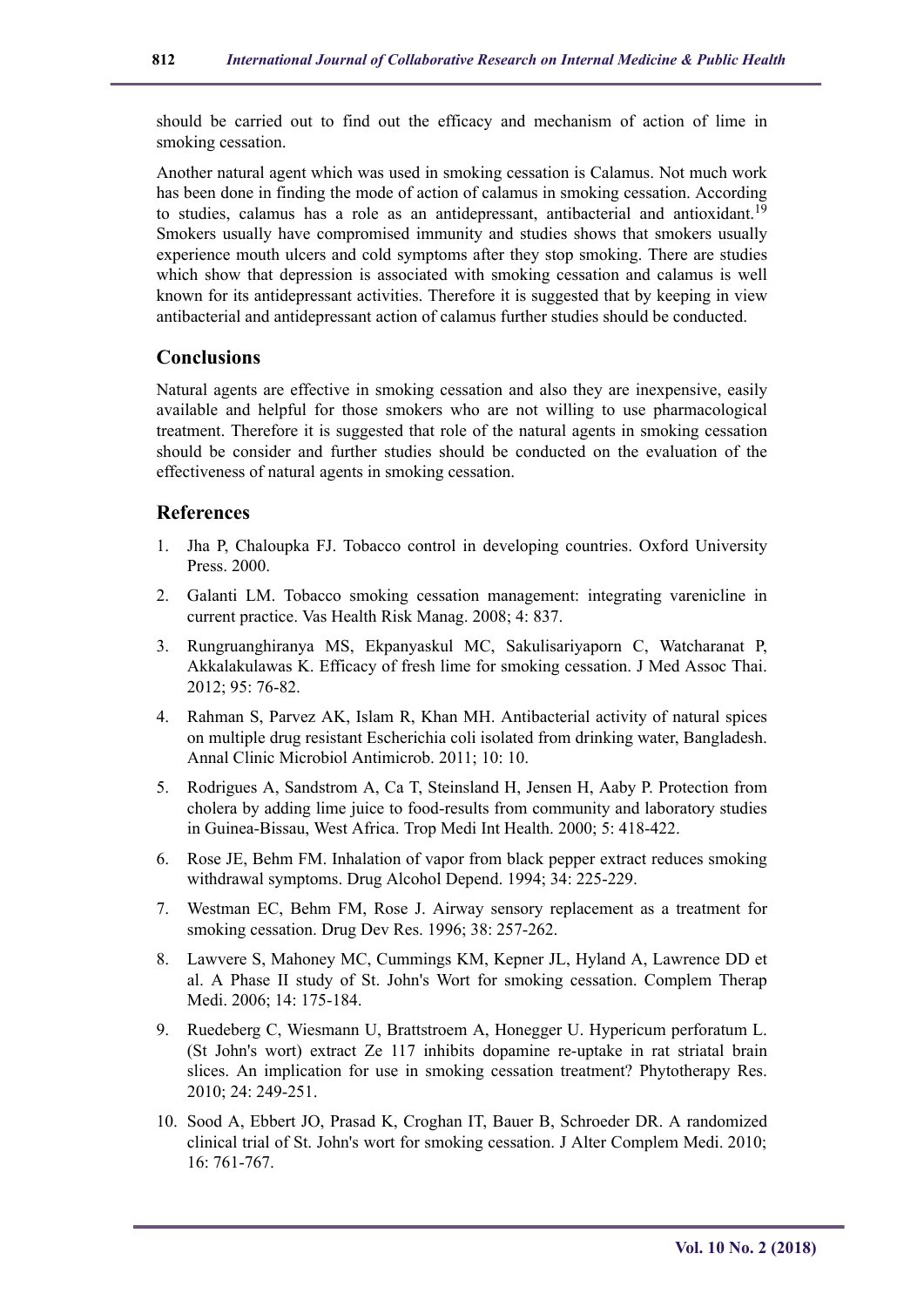should be carried out to find out the efficacy and mechanism of action of lime in smoking cessation.

Another natural agent which was used in smoking cessation is Calamus. Not much work has been done in finding the mode of action of calamus in smoking cessation. According to studies, calamus has a role as an antidepressant, antibacterial and antioxidant.[19] Smokers usually have compromised immunity and studies shows that smokers usually experience mouth ulcers and cold symptoms after they stop smoking. There are studies which show that depression is associated with smoking cessation and calamus is well known for its antidepressant activities. Therefore it is suggested that by keeping in view antibacterial and antidepressant action of calamus further studies should be conducted.

## Conclusions

Natural agents are effective in smoking cessation and also they are inexpensive, easily available and helpful for those smokers who are not willing to use pharmacological treatment. Therefore it is suggested that role of the natural agents in smoking cessation should be consider and further studies should be conducted on the evaluation of the effectiveness of natural agents in smoking cessation.

## References

1. Jha P, Chaloupka FJ. Tobacco control in developing countries. Oxford University Press. 2000.
2. Galanti LM. Tobacco smoking cessation management: integrating varenicline in current practice. Vas Health Risk Manag. 2008; 4: 837.
3. Rungruanghiranya MS, Ekpanyaskul MC, Sakulisariyaporn C, Watcharanat P, Akkalakulawas K. Efficacy of fresh lime for smoking cessation. J Med Assoc Thai. 2012; 95: 76-82.
4. Rahman S, Parvez AK, Islam R, Khan MH. Antibacterial activity of natural spices on multiple drug resistant Escherichia coli isolated from drinking water, Bangladesh. Annal Clinic Microbiol Antimicrob. 2011; 10: 10.
5. Rodrigues A, Sandstrom A, Ca T, Steinsland H, Jensen H, Aaby P. Protection from cholera by adding lime juice to food-results from community and laboratory studies in Guinea-Bissau, West Africa. Trop Medi Int Health. 2000; 5: 418-422.
6. Rose JE, Behm FM. Inhalation of vapor from black pepper extract reduces smoking withdrawal symptoms. Drug Alcohol Depend. 1994; 34: 225-229.
7. Westman EC, Behm FM, Rose J. Airway sensory replacement as a treatment for smoking cessation. Drug Dev Res. 1996; 38: 257-262.
8. Lawvere S, Mahoney MC, Cummings KM, Kepner JL, Hyland A, Lawrence DD et al. A Phase II study of St. John's Wort for smoking cessation. Complem Therap Medi. 2006; 14: 175-184.
9. Ruedeberg C, Wiesmann U, Brattstroem A, Honegger U. Hypericum perforatum L. (St John's wort) extract Ze 117 inhibits dopamine re-uptake in rat striatal brain slices. An implication for use in smoking cessation treatment? Phytotherapy Res. 2010; 24: 249-251.
10. Sood A, Ebbert JO, Prasad K, Croghan IT, Bauer B, Schroeder DR. A randomized clinical trial of St. John's wort for smoking cessation. J Alter Complem Medi. 2010; 16: 761-767.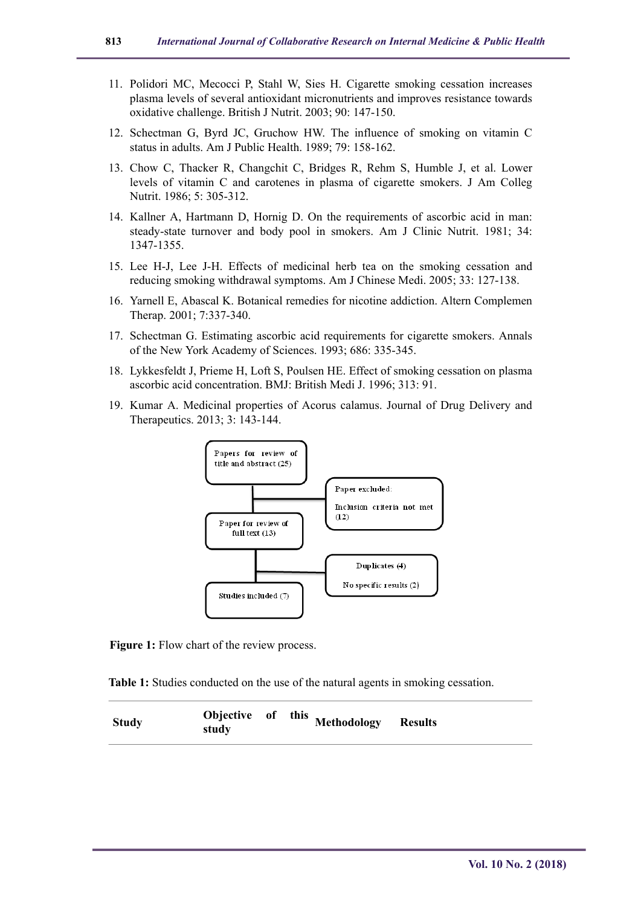11. Polidori MC, Mecocci P, Stahl W, Sies H. Cigarette smoking cessation increases plasma levels of several antioxidant micronutrients and improves resistance towards oxidative challenge. British J Nutrit. 2003; 90: 147-150.
12. Schectman G, Byrd JC, Gruchow HW. The influence of smoking on vitamin C status in adults. Am J Public Health. 1989; 79: 158-162.
13. Chow C, Thacker R, Changchit C, Bridges R, Rehm S, Humble J, et al. Lower levels of vitamin C and carotenes in plasma of cigarette smokers. J Am Colleg Nutrit. 1986; 5: 305-312.
14. Kallner A, Hartmann D, Hornig D. On the requirements of ascorbic acid in man: steady-state turnover and body pool in smokers. Am J Clinic Nutrit. 1981; 34: 1347-1355.
15. Lee H-J, Lee J-H. Effects of medicinal herb tea on the smoking cessation and reducing smoking withdrawal symptoms. Am J Chinese Medi. 2005; 33: 127-138.
16. Yarnell E, Abascal K. Botanical remedies for nicotine addiction. Altern Complemen Therap. 2001; 7:337-340.
17. Schectman G. Estimating ascorbic acid requirements for cigarette smokers. Annals of the New York Academy of Sciences. 1993; 686: 335-345.
18. Lykkesfeldt J, Prieme H, Loft S, Poulsen HE. Effect of smoking cessation on plasma ascorbic acid concentration. BMJ: British Medi J. 1996; 313: 91.
19. Kumar A. Medicinal properties of Acorus calamus. Journal of Drug Delivery and Therapeutics. 2013; 3: 143-144.

Papers for review of title and abstract (25)

Paper excluded:

Inclusion criteria not met (12)

Paper for review of full text (13)

Duplicates (4)

No specific results (2)

Studies included (7)

**Figure 1:** Flow chart of the review process.

**Table 1:** Studies conducted on the use of the natural agents in smoking cessation.

| Study | Objective of this study | Methodology | Results |
|---|---|---|---|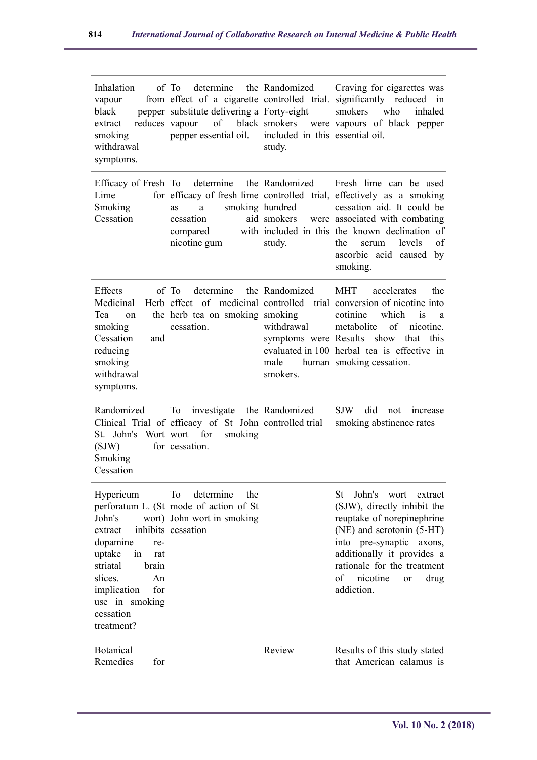| | | | |
|---|---|---|---|
| Inhalation of vapour from black pepper extract reduces smoking withdrawal symptoms. | To determine the effect of a cigarette substitute delivering a vapour of black pepper essential oil. | Randomized controlled trial. Forty-eight smokers were included in this study. | Craving for cigarettes was significantly reduced in smokers who inhaled vapours of black pepper essential oil. |
| Efficacy of Fresh Lime for Smoking Cessation | To determine the efficacy of fresh lime as a smoking cessation aid compared with nicotine gum | Randomized controlled trial, hundred smokers were included in this study. | Fresh lime can be used effectively as a smoking cessation aid. It could be associated with combating the known declination of the serum levels of ascorbic acid caused by smoking. |
| Effects of Medicinal Herb Tea on the smoking Cessation and reducing smoking withdrawal symptoms. | To determine the effect of medicinal herb tea on smoking cessation. | Randomized controlled trial smoking withdrawal symptoms were evaluated in 100 male human smokers. | MHT accelerates the conversion of nicotine into cotinine which is a metabolite of nicotine. Results show that this herbal tea is effective in smoking cessation. |
| Randomized Clinical Trial of St. John's Wort (SJW) for Smoking Cessation | To investigate the efficacy of St John wort for smoking cessation. | Randomized controlled trial | SJW did not increase smoking abstinence rates |
| Hypericum perforatum L. (St John's wort) extract inhibits dopamine re-uptake in rat striatal brain slices. An implication for use in smoking cessation treatment? | To determine the mode of action of St John wort in smoking cessation | | St John's wort extract (SJW), directly inhibit the reuptake of norepinephrine (NE) and serotonin (5-HT) into pre-synaptic axons, additionally it provides a rationale for the treatment of nicotine or drug addiction. |
| Botanical Remedies for | | Review | Results of this study stated that American calamus is |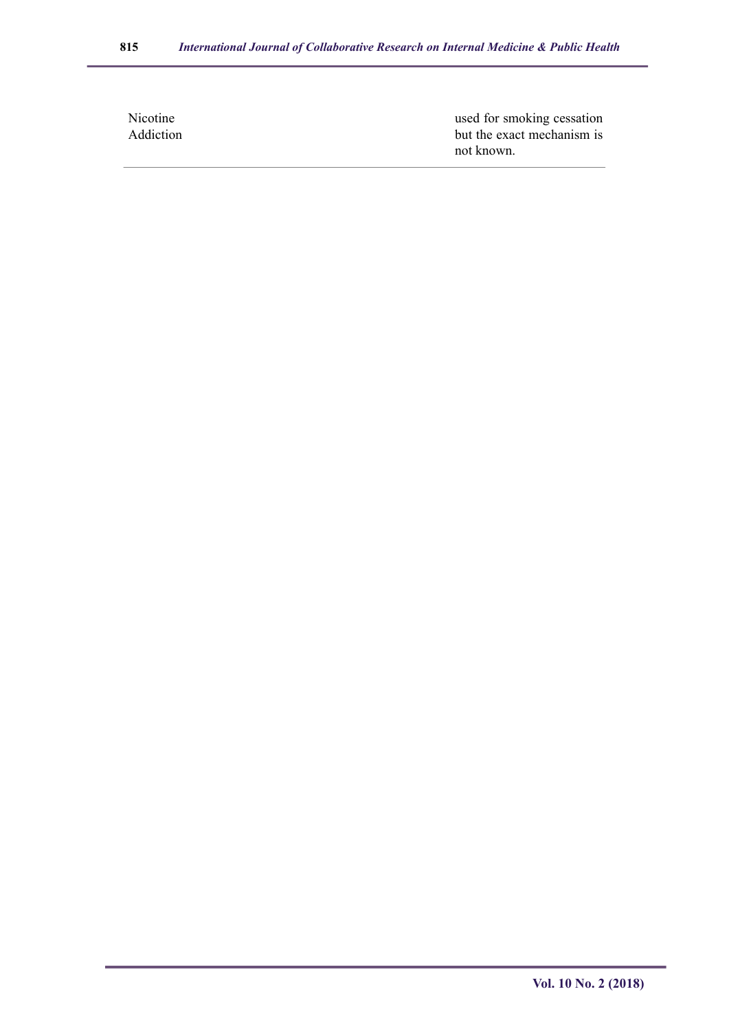| | | |
|---|---|---|
| Nicotine Addiction | | used for smoking cessation but the exact mechanism is not known. |